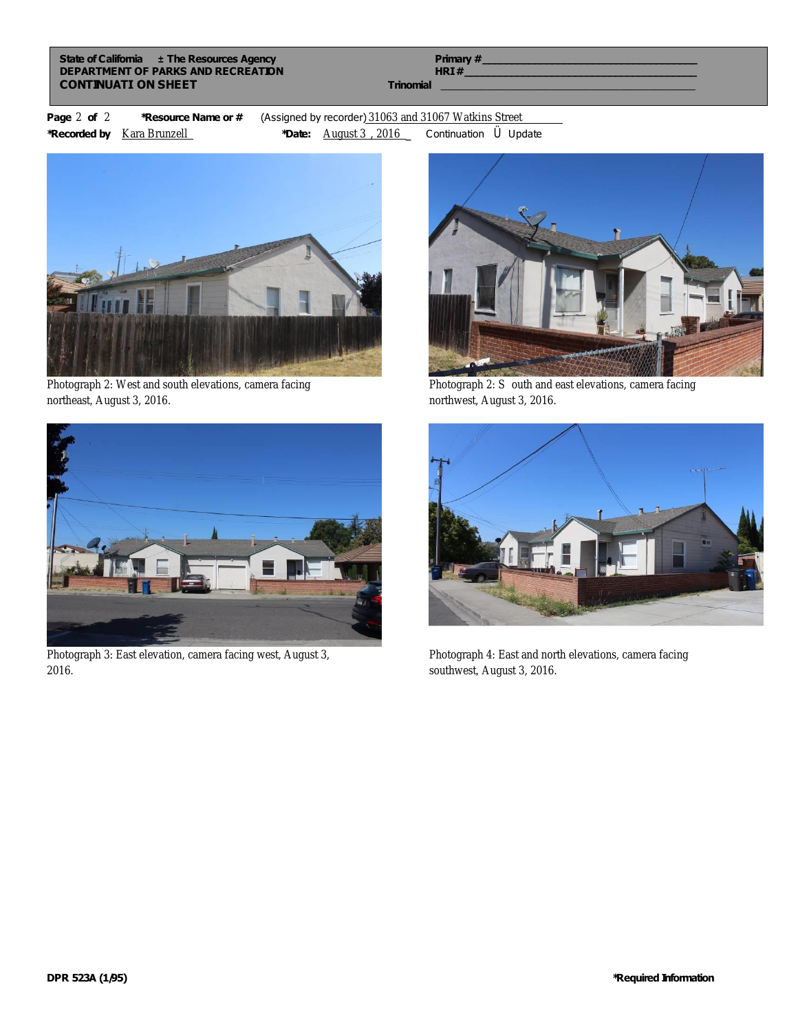State of California ± The Resources Agency
DEPARTMENT OF PARKS AND RECREATION
CONTINUATION SHEET

Primary #
HRI#
Trinomial

**Page** 2 **of** 2 **\*Resource Name or #** (Assigned by recorder) 31063 and 31067 Watkins Street
**\*Recorded by** Kara Brunzell **\*Date:** August 3 , 2016 Continuation Ü Update

Photograph 2: West and south elevations, camera facing northeast, August 3, 2016.

Photograph 2: South and east elevations, camera facing northwest, August 3, 2016.

Photograph 3: East elevation, camera facing west, August 3, 2016.

Photograph 4: East and north elevations, camera facing southwest, August 3, 2016.

DPR 523A (1/95) *Required Information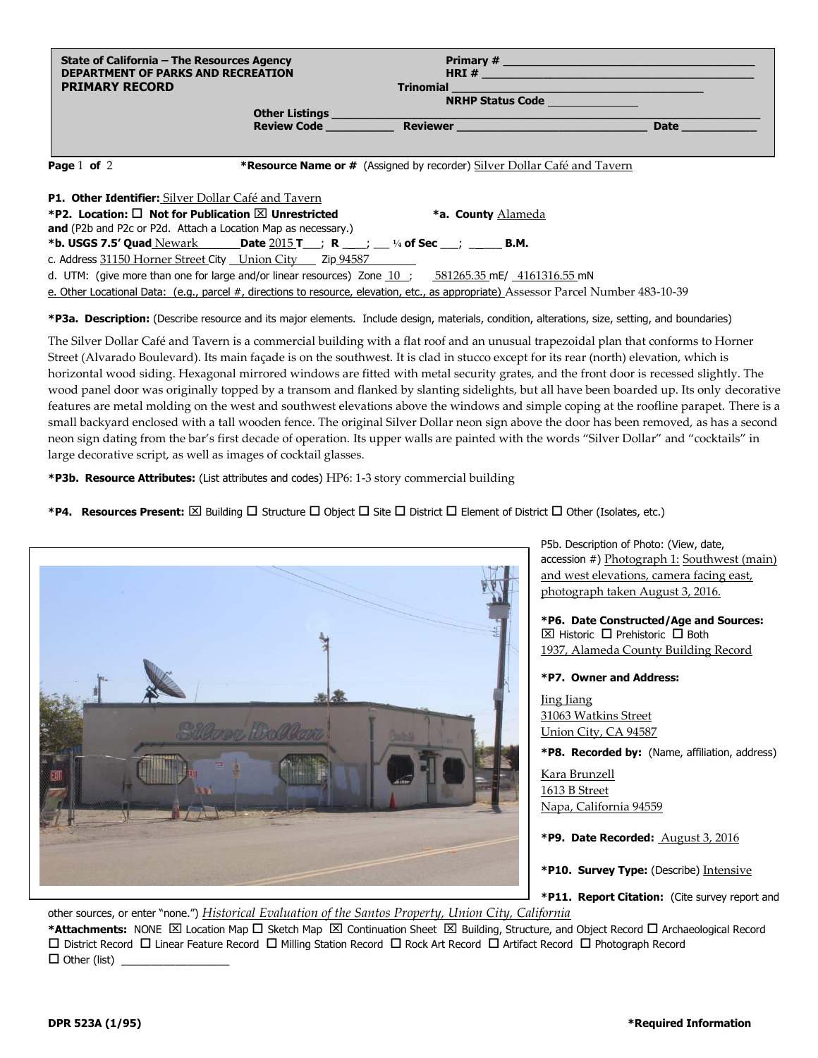State of California – The Resources Agency
DEPARTMENT OF PARKS AND RECREATION
**PRIMARY RECORD**

Primary # ______
HRI # ______
Trinomial ______
NRHP Status Code ______
Other Listings ______
Review Code ______ Reviewer ______ Date ______

**Page** 1 **of** 2 | ***Resource Name or #** (Assigned by recorder) Silver Dollar Café and Tavern

**P1. Other Identifier:** Silver Dollar Café and Tavern

***P2. Location:** ☐ **Not for Publication** ☒ **Unrestricted** | ***a. County** Alameda

**and** (P2b and P2c or P2d. Attach a Location Map as necessary.)

***b. USGS 7.5' Quad** Newark **Date** 2015 **T** ___; **R** ___; ___ ¼ **of Sec** ___; _____ **B.M.**

c. Address 31150 Horner Street City Union City Zip 94587

d. UTM: (give more than one for large and/or linear resources) Zone 10 ; 581265.35 mE/ 4161316.55 mN

e. Other Locational Data: (e.g., parcel #, directions to resource, elevation, etc., as appropriate) Assessor Parcel Number 483-10-39

***P3a. Description:** (Describe resource and its major elements. Include design, materials, condition, alterations, size, setting, and boundaries)

The Silver Dollar Café and Tavern is a commercial building with a flat roof and an unusual trapezoidal plan that conforms to Horner Street (Alvarado Boulevard). Its main façade is on the southwest. It is clad in stucco except for its rear (north) elevation, which is horizontal wood siding. Hexagonal mirrored windows are fitted with metal security grates, and the front door is recessed slightly. The wood panel door was originally topped by a transom and flanked by slanting sidelights, but all have been boarded up. Its only decorative features are metal molding on the west and southwest elevations above the windows and simple coping at the roofline parapet. There is a small backyard enclosed with a tall wooden fence. The original Silver Dollar neon sign above the door has been removed, as has a second neon sign dating from the bar's first decade of operation. Its upper walls are painted with the words "Silver Dollar" and "cocktails" in large decorative script, as well as images of cocktail glasses.

***P3b. Resource Attributes:** (List attributes and codes) HP6: 1-3 story commercial building

***P4. Resources Present:** ☒ Building ☐ Structure ☐ Object ☐ Site ☐ District ☐ Element of District ☐ Other (Isolates, etc.)

P5b. Description of Photo: (View, date, accession #) Photograph 1: Southwest (main) and west elevations, camera facing east, photograph taken August 3, 2016.

***P6. Date Constructed/Age and Sources:** ☒ Historic ☐ Prehistoric ☐ Both
1937, Alameda County Building Record

***P7. Owner and Address:**
Jing Jiang
31063 Watkins Street
Union City, CA 94587

***P8. Recorded by:** (Name, affiliation, address)
Kara Brunzell
1613 B Street
Napa, California 94559

***P9. Date Recorded:** August 3, 2016

***P10. Survey Type:** (Describe) Intensive

***P11. Report Citation:** (Cite survey report and other sources, or enter "none.") *Historical Evaluation of the Santos Property, Union City, California*

***Attachments:** NONE ☒ Location Map ☐ Sketch Map ☒ Continuation Sheet ☒ Building, Structure, and Object Record ☐ Archaeological Record ☐ District Record ☐ Linear Feature Record ☐ Milling Station Record ☐ Rock Art Record ☐ Artifact Record ☐ Photograph Record ☐ Other (list) ______

DPR 523A (1/95) | *Required Information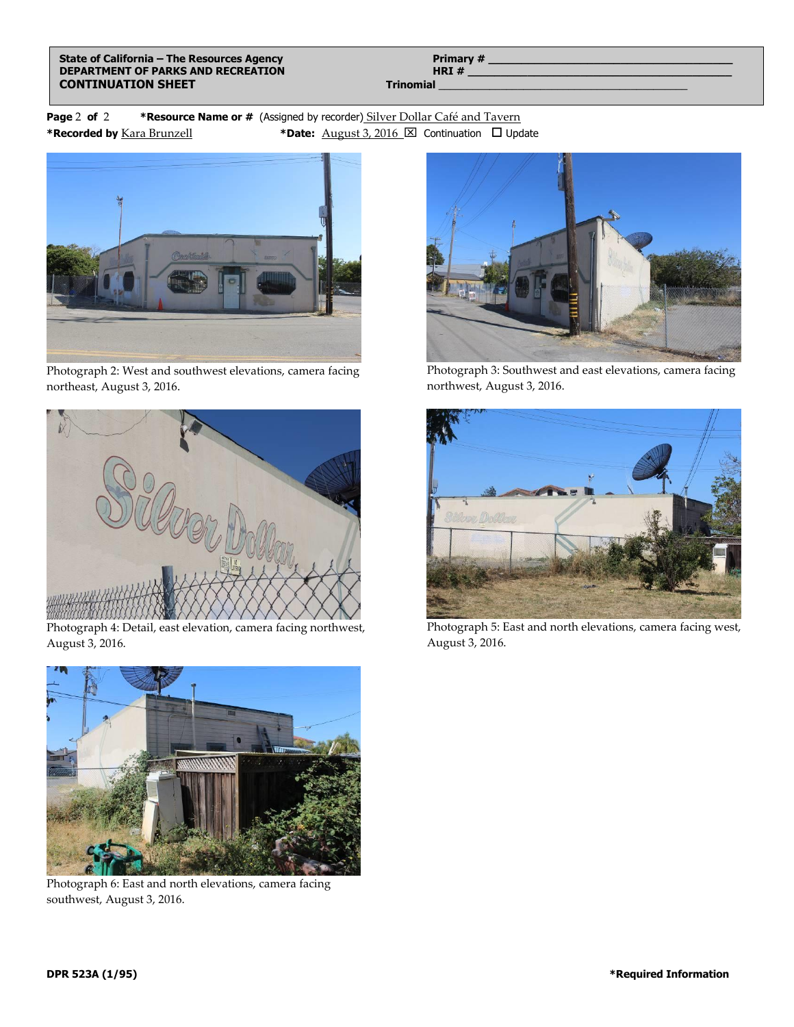State of California – The Resources Agency
DEPARTMENT OF PARKS AND RECREATION
**CONTINUATION SHEET**

Primary # ______________________
HRI # ______________________
Trinomial ______________________

**Page** 2 **of** 2 ***Resource Name or #** (Assigned by recorder) Silver Dollar Café and Tavern

***Recorded by** Kara Brunzell ***Date:** August 3, 2016 ☒ Continuation ☐ Update

Photograph 2: West and southwest elevations, camera facing northeast, August 3, 2016.

Photograph 3: Southwest and east elevations, camera facing northwest, August 3, 2016.

Photograph 4: Detail, east elevation, camera facing northwest, August 3, 2016.

Photograph 5: East and north elevations, camera facing west, August 3, 2016.

Photograph 6: East and north elevations, camera facing southwest, August 3, 2016.

DPR 523A (1/95) *Required Information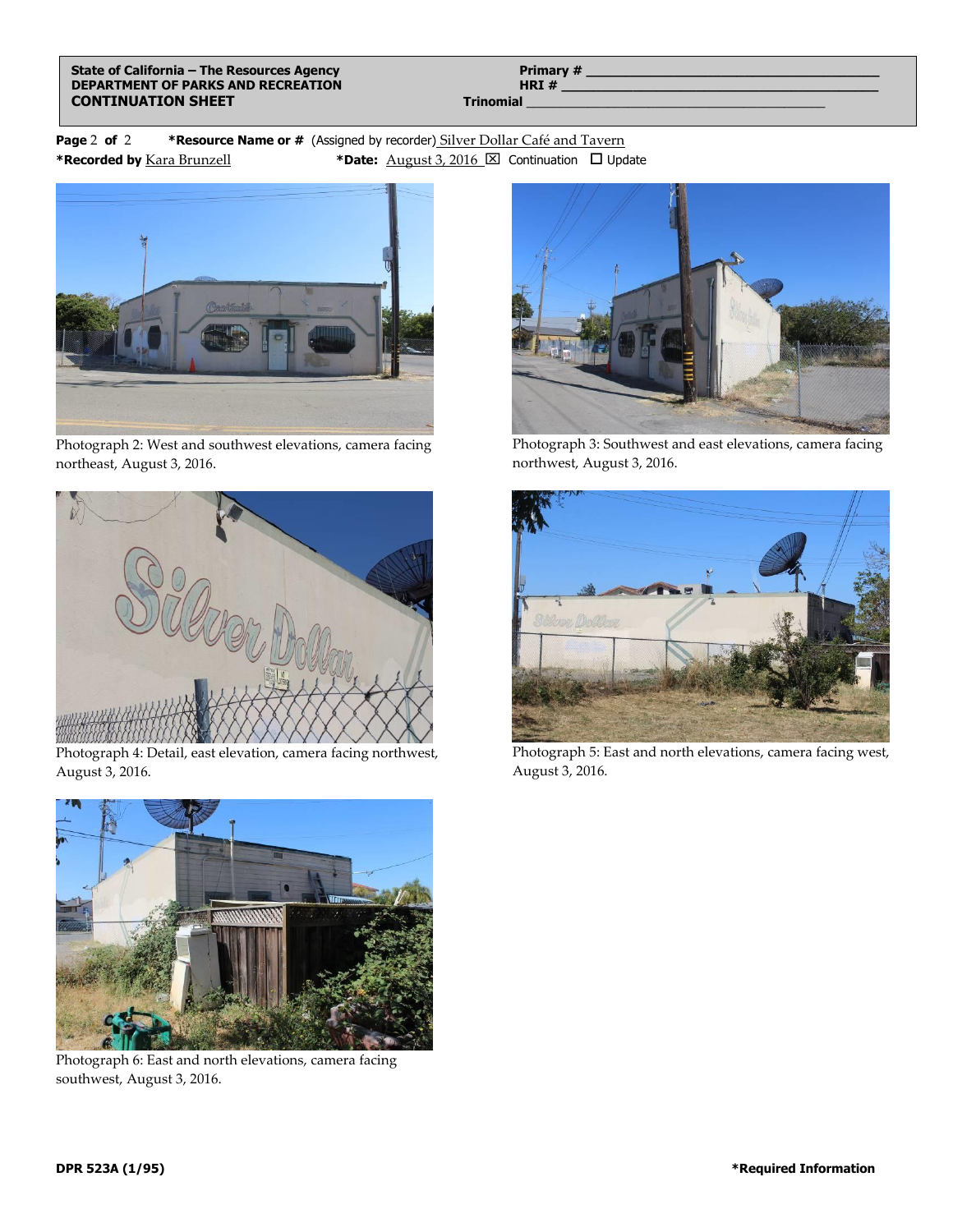**State of California – The Resources Agency**
**DEPARTMENT OF PARKS AND RECREATION**
**CONTINUATION SHEET**

**Primary #** \_\_\_\_\_\_\_\_\_\_\_\_\_\_\_\_\_\_\_\_
**HRI #** \_\_\_\_\_\_\_\_\_\_\_\_\_\_\_\_\_\_\_\_
**Trinomial** \_\_\_\_\_\_\_\_\_\_\_\_\_\_\_\_\_\_\_\_

**Page** 2 **of** 2 ***Resource Name or #** (Assigned by recorder) Silver Dollar Café and Tavern

***Recorded by** Kara Brunzell ***Date:** August 3, 2016 ☒ Continuation ☐ Update

Photograph 2: West and southwest elevations, camera facing northeast, August 3, 2016.

Photograph 3: Southwest and east elevations, camera facing northwest, August 3, 2016.

Photograph 4: Detail, east elevation, camera facing northwest, August 3, 2016.

Photograph 5: East and north elevations, camera facing west, August 3, 2016.

Photograph 6: East and north elevations, camera facing southwest, August 3, 2016.

**DPR 523A (1/95)** ***Required Information**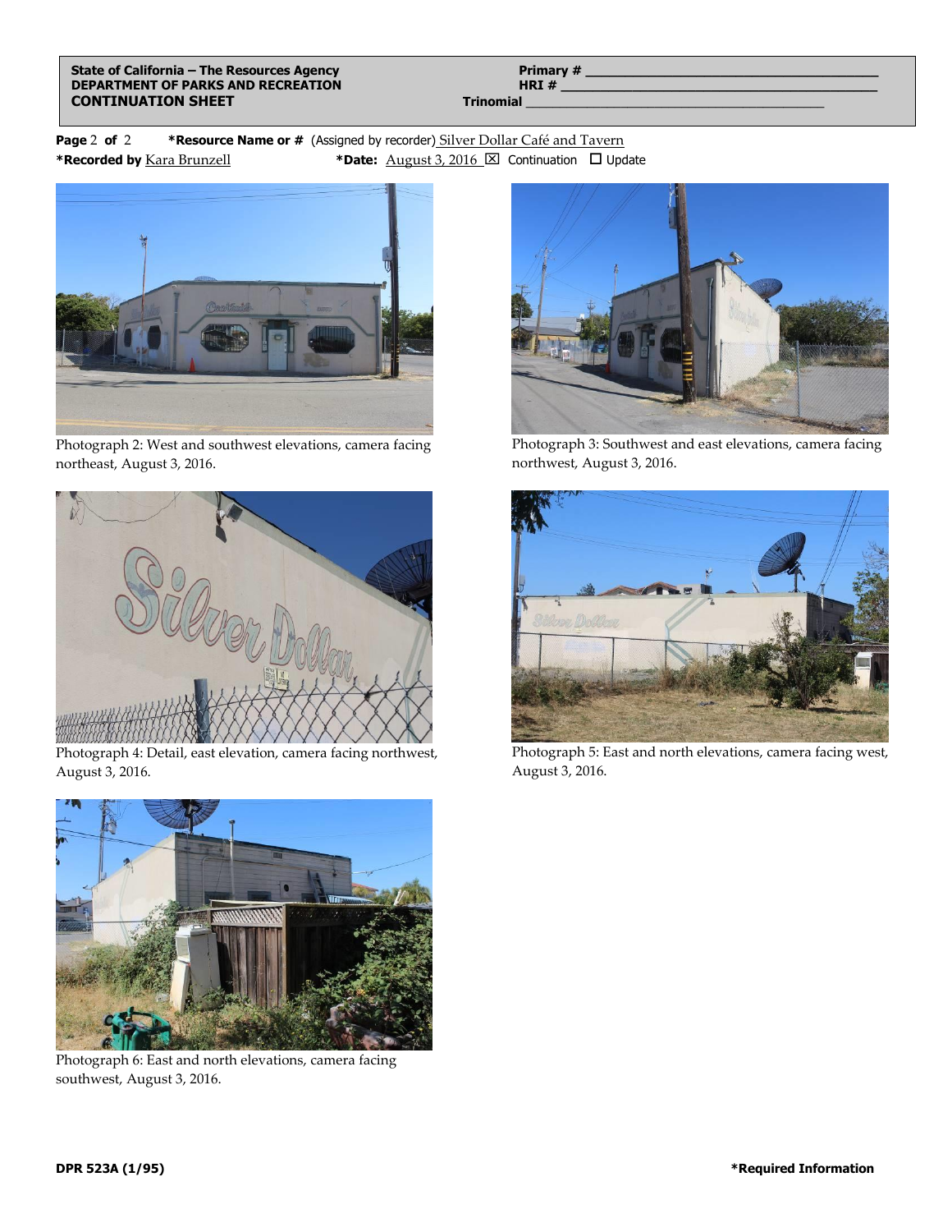State of California – The Resources Agency
DEPARTMENT OF PARKS AND RECREATION
**CONTINUATION SHEET**

Primary # ______________________
HRI # ______________________
Trinomial ______________________

**Page** 2 **of** 2 ***Resource Name or #** (Assigned by recorder) Silver Dollar Café and Tavern

***Recorded by** Kara Brunzell ***Date:** August 3, 2016 ☒ Continuation ☐ Update

Photograph 2: West and southwest elevations, camera facing northeast, August 3, 2016.

Photograph 3: Southwest and east elevations, camera facing northwest, August 3, 2016.

Photograph 4: Detail, east elevation, camera facing northwest, August 3, 2016.

Photograph 5: East and north elevations, camera facing west, August 3, 2016.

Photograph 6: East and north elevations, camera facing southwest, August 3, 2016.

DPR 523A (1/95) *Required Information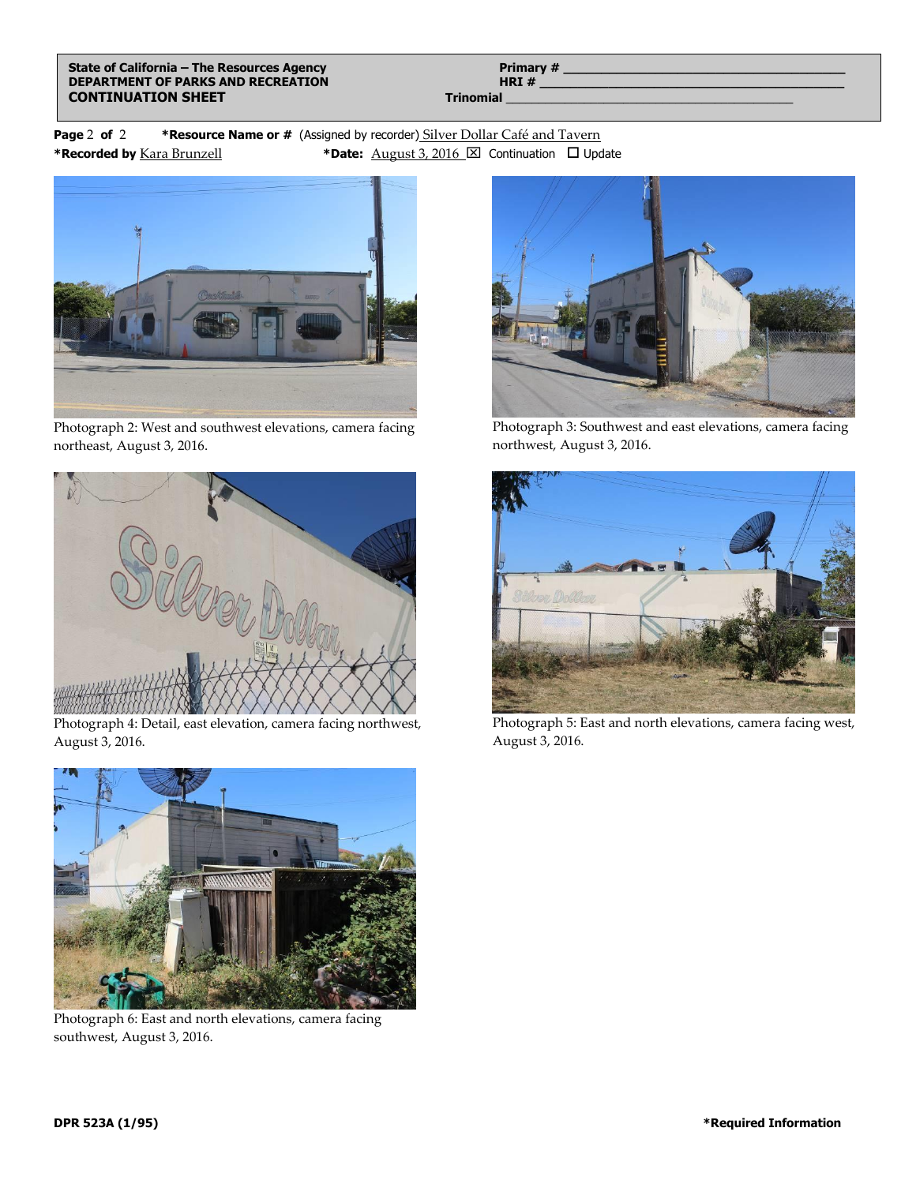**State of California – The Resources Agency**
**DEPARTMENT OF PARKS AND RECREATION**
**CONTINUATION SHEET**

**Primary #** ______________________
**HRI #** ______________________
**Trinomial** ______________________

**Page** 2 **of** 2 ***Resource Name or #** (Assigned by recorder) Silver Dollar Café and Tavern

***Recorded by** Kara Brunzell ***Date:** August 3, 2016 ☒ Continuation ☐ Update

Photograph 2: West and southwest elevations, camera facing northeast, August 3, 2016.

Photograph 3: Southwest and east elevations, camera facing northwest, August 3, 2016.

Photograph 4: Detail, east elevation, camera facing northwest, August 3, 2016.

Photograph 5: East and north elevations, camera facing west, August 3, 2016.

Photograph 6: East and north elevations, camera facing southwest, August 3, 2016.

**DPR 523A (1/95)** ***Required Information**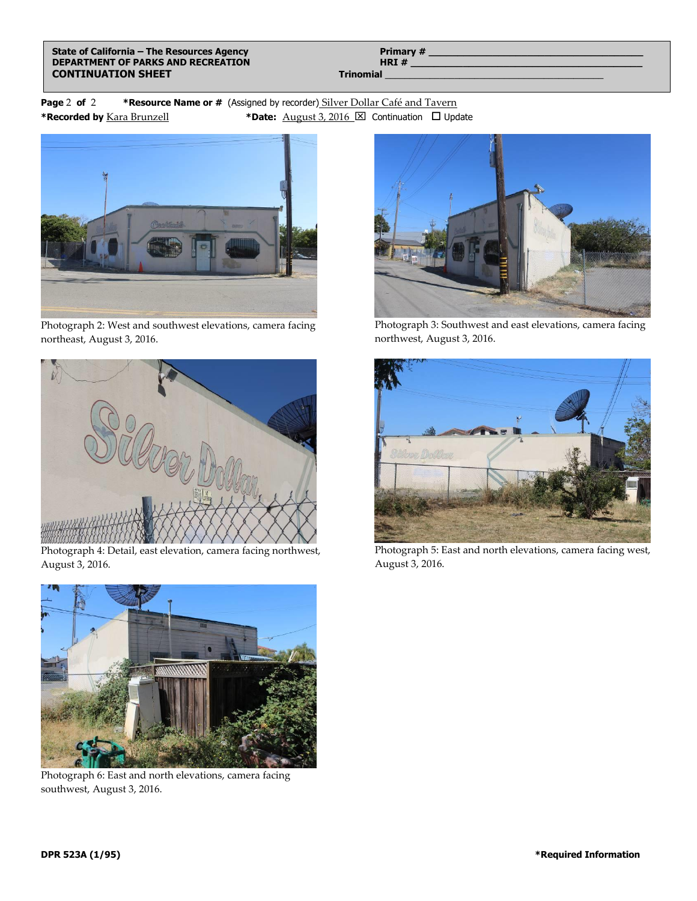State of California – The Resources Agency
DEPARTMENT OF PARKS AND RECREATION
**CONTINUATION SHEET**

Primary # 
HRI # 
Trinomial 

**Page** 2 **of** 2 **\*Resource Name or #** (Assigned by recorder) Silver Dollar Café and Tavern

**\*Recorded by** Kara Brunzell **\*Date:** August 3, 2016 ☒ Continuation ☐ Update

Photograph 2: West and southwest elevations, camera facing northeast, August 3, 2016.

Photograph 3: Southwest and east elevations, camera facing northwest, August 3, 2016.

Photograph 4: Detail, east elevation, camera facing northwest, August 3, 2016.

Photograph 5: East and north elevations, camera facing west, August 3, 2016.

Photograph 6: East and north elevations, camera facing southwest, August 3, 2016.

DPR 523A (1/95) *Required Information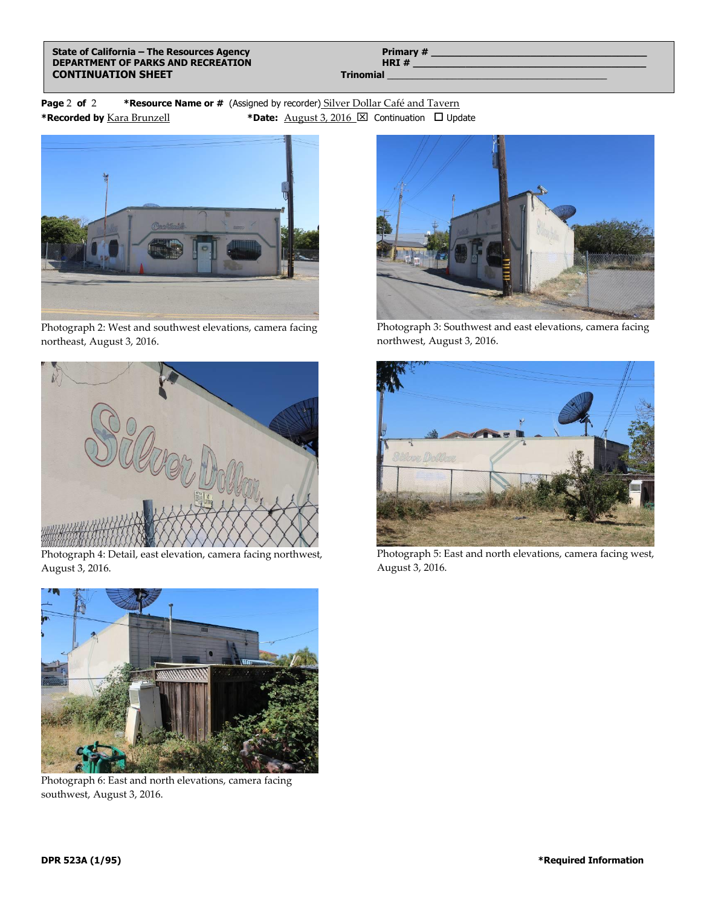State of California – The Resources Agency
DEPARTMENT OF PARKS AND RECREATION
**CONTINUATION SHEET**

Primary # ______________________
HRI # ______________________
Trinomial ______________________

**Page** 2 **of** 2 ***Resource Name or #** (Assigned by recorder) Silver Dollar Café and Tavern

***Recorded by** Kara Brunzell ***Date:** August 3, 2016 ☒ Continuation ☐ Update

Photograph 2: West and southwest elevations, camera facing northeast, August 3, 2016.

Photograph 3: Southwest and east elevations, camera facing northwest, August 3, 2016.

Photograph 4: Detail, east elevation, camera facing northwest, August 3, 2016.

Photograph 5: East and north elevations, camera facing west, August 3, 2016.

Photograph 6: East and north elevations, camera facing southwest, August 3, 2016.

DPR 523A (1/95) *Required Information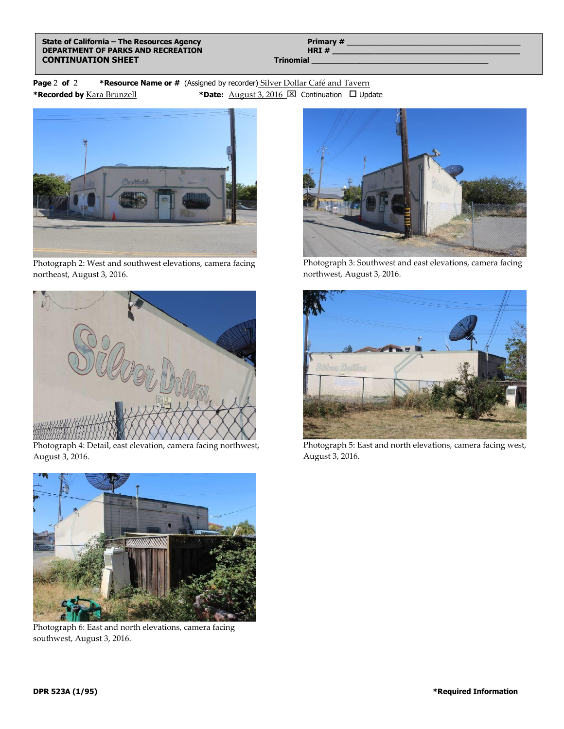State of California – The Resources Agency
DEPARTMENT OF PARKS AND RECREATION
**CONTINUATION SHEET**

Primary # ___________________
HRI # ___________________
Trinomial ___________________

**Page** 2 **of** 2 **\*Resource Name or #** (Assigned by recorder) Silver Dollar Café and Tavern

**\*Recorded by** Kara Brunzell **\*Date:** August 3, 2016 ☒ Continuation ☐ Update

Photograph 2: West and southwest elevations, camera facing northeast, August 3, 2016.

Photograph 3: Southwest and east elevations, camera facing northwest, August 3, 2016.

Photograph 4: Detail, east elevation, camera facing northwest, August 3, 2016.

Photograph 5: East and north elevations, camera facing west, August 3, 2016.

Photograph 6: East and north elevations, camera facing southwest, August 3, 2016.

**DPR 523A (1/95)** **\*Required Information**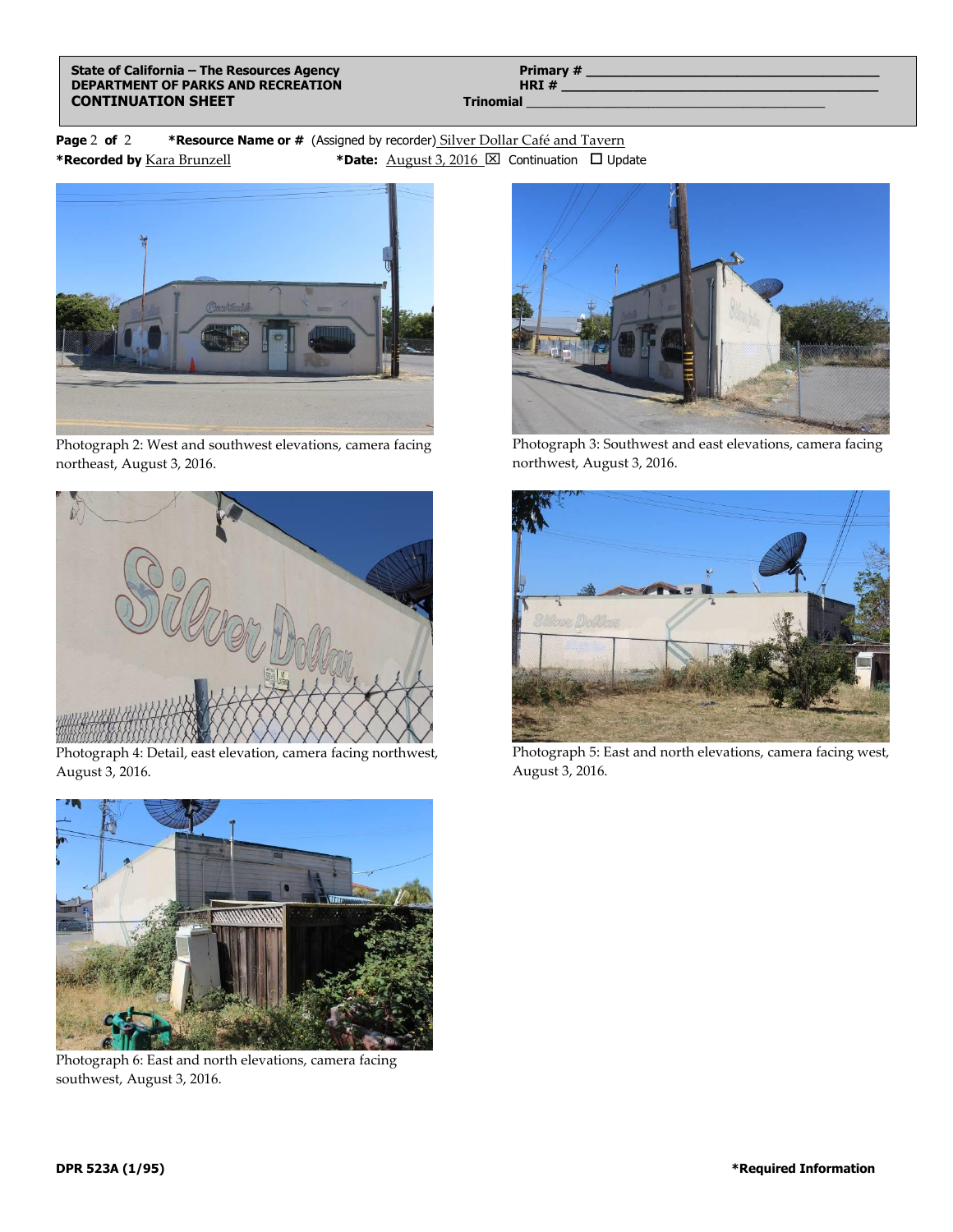State of California – The Resources Agency
DEPARTMENT OF PARKS AND RECREATION
**CONTINUATION SHEET**

Primary # ______________________________
HRI # ______________________________
Trinomial ______________________________

**Page** 2 **of** 2 ***Resource Name or #** (Assigned by recorder) Silver Dollar Café and Tavern
***Recorded by** Kara Brunzell ***Date:** August 3, 2016 ☒ Continuation ☐ Update

Photograph 2: West and southwest elevations, camera facing northeast, August 3, 2016.

Photograph 3: Southwest and east elevations, camera facing northwest, August 3, 2016.

Photograph 4: Detail, east elevation, camera facing northwest, August 3, 2016.

Photograph 5: East and north elevations, camera facing west, August 3, 2016.

Photograph 6: East and north elevations, camera facing southwest, August 3, 2016.

DPR 523A (1/95) *Required Information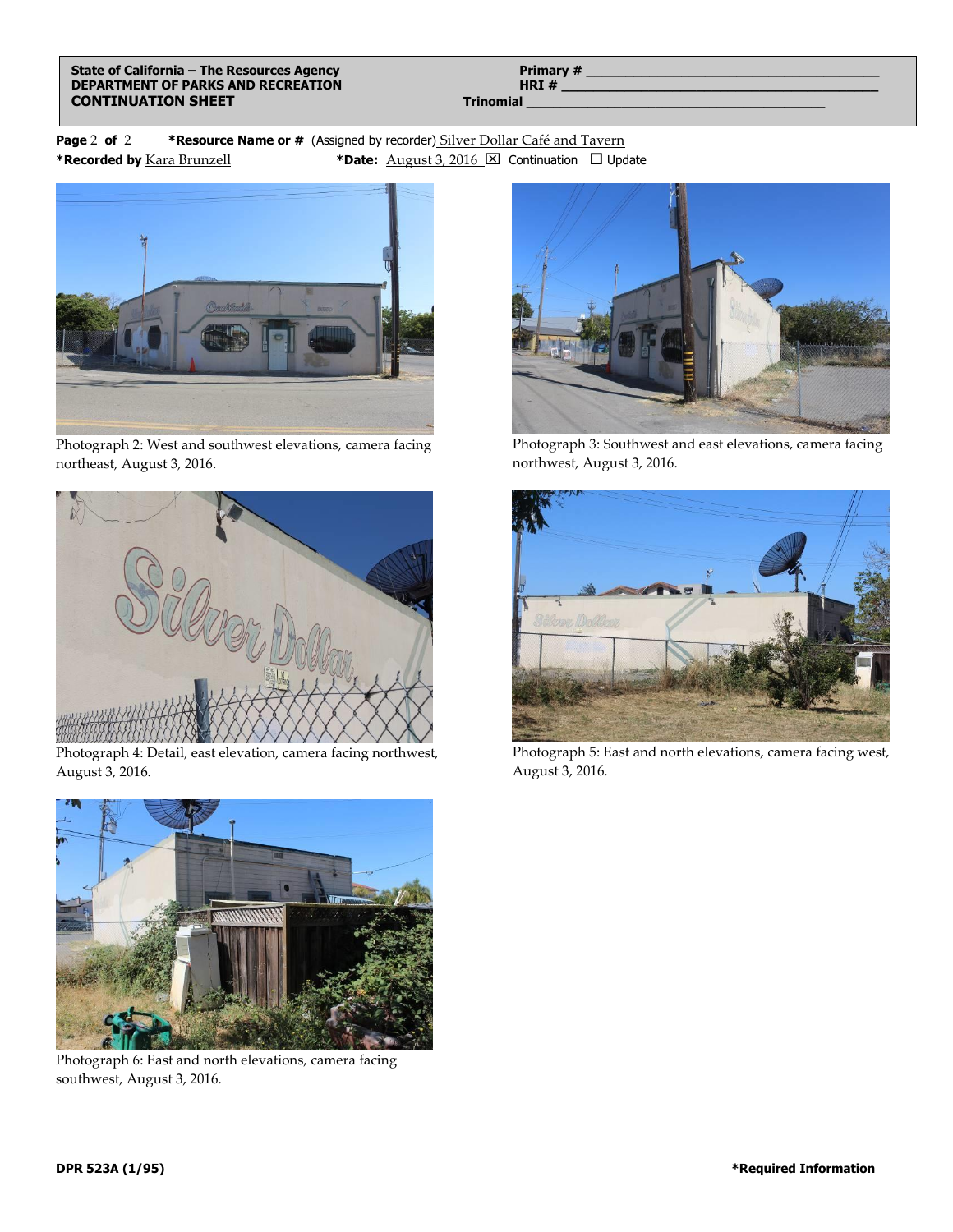State of California – The Resources Agency
DEPARTMENT OF PARKS AND RECREATION
**CONTINUATION SHEET**

Primary # 
HRI # 
Trinomial 

**Page** 2 **of** 2 **\*Resource Name or #** (Assigned by recorder) Silver Dollar Café and Tavern

**\*Recorded by** Kara Brunzell **\*Date:** August 3, 2016 ☒ Continuation ☐ Update

Photograph 2: West and southwest elevations, camera facing northeast, August 3, 2016.

Photograph 3: Southwest and east elevations, camera facing northwest, August 3, 2016.

Photograph 4: Detail, east elevation, camera facing northwest, August 3, 2016.

Photograph 5: East and north elevations, camera facing west, August 3, 2016.

Photograph 6: East and north elevations, camera facing southwest, August 3, 2016.

DPR 523A (1/95) \*Required Information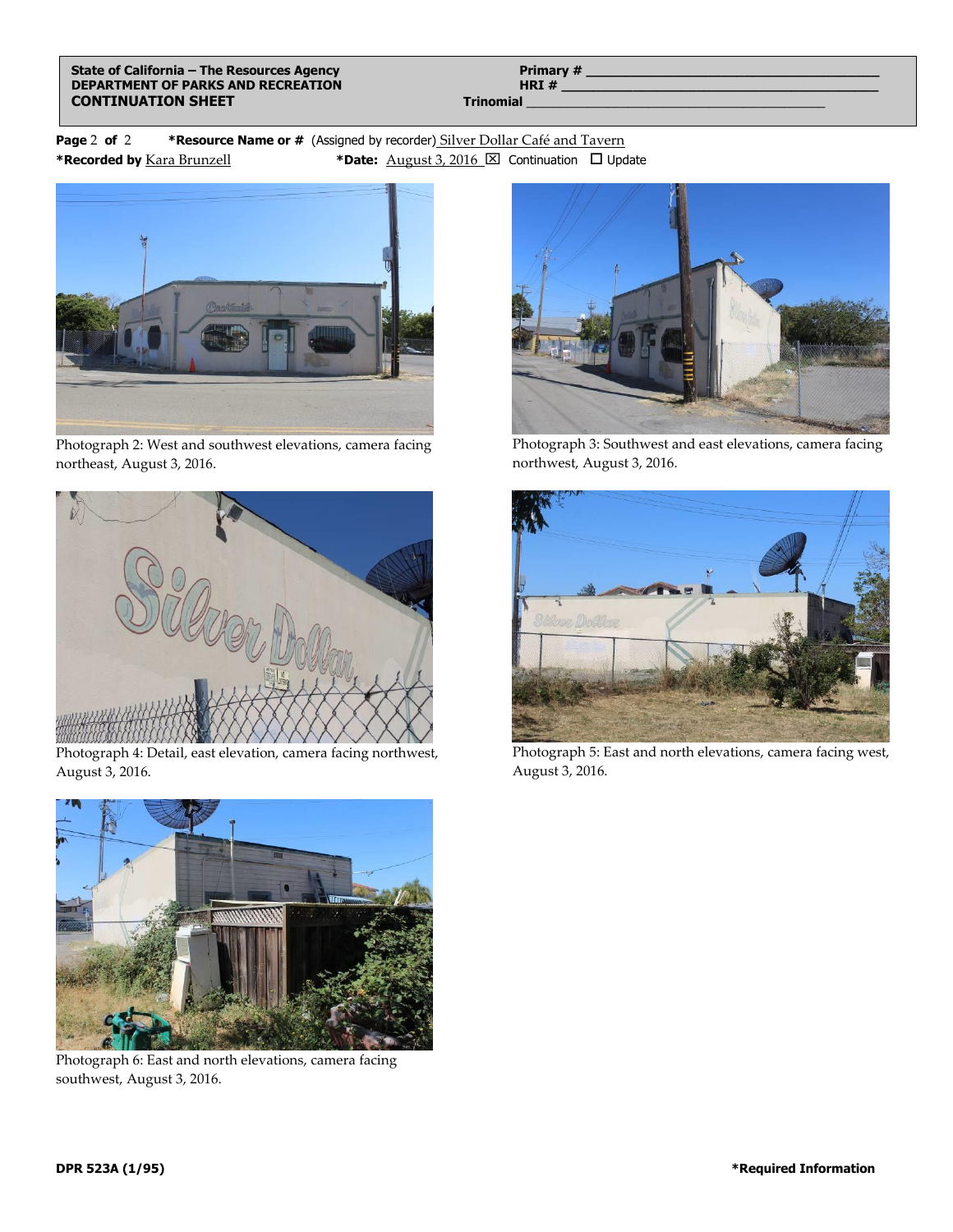State of California – The Resources Agency
DEPARTMENT OF PARKS AND RECREATION
**CONTINUATION SHEET**

Primary # ____________________
HRI # ____________________
Trinomial ____________________

**Page** 2 **of** 2 ***Resource Name or #** (Assigned by recorder) Silver Dollar Café and Tavern

***Recorded by** Kara Brunzell ***Date:** August 3, 2016 ☒ Continuation ☐ Update

Photograph 2: West and southwest elevations, camera facing northeast, August 3, 2016.

Photograph 3: Southwest and east elevations, camera facing northwest, August 3, 2016.

Photograph 4: Detail, east elevation, camera facing northwest, August 3, 2016.

Photograph 5: East and north elevations, camera facing west, August 3, 2016.

Photograph 6: East and north elevations, camera facing southwest, August 3, 2016.

DPR 523A (1/95) *Required Information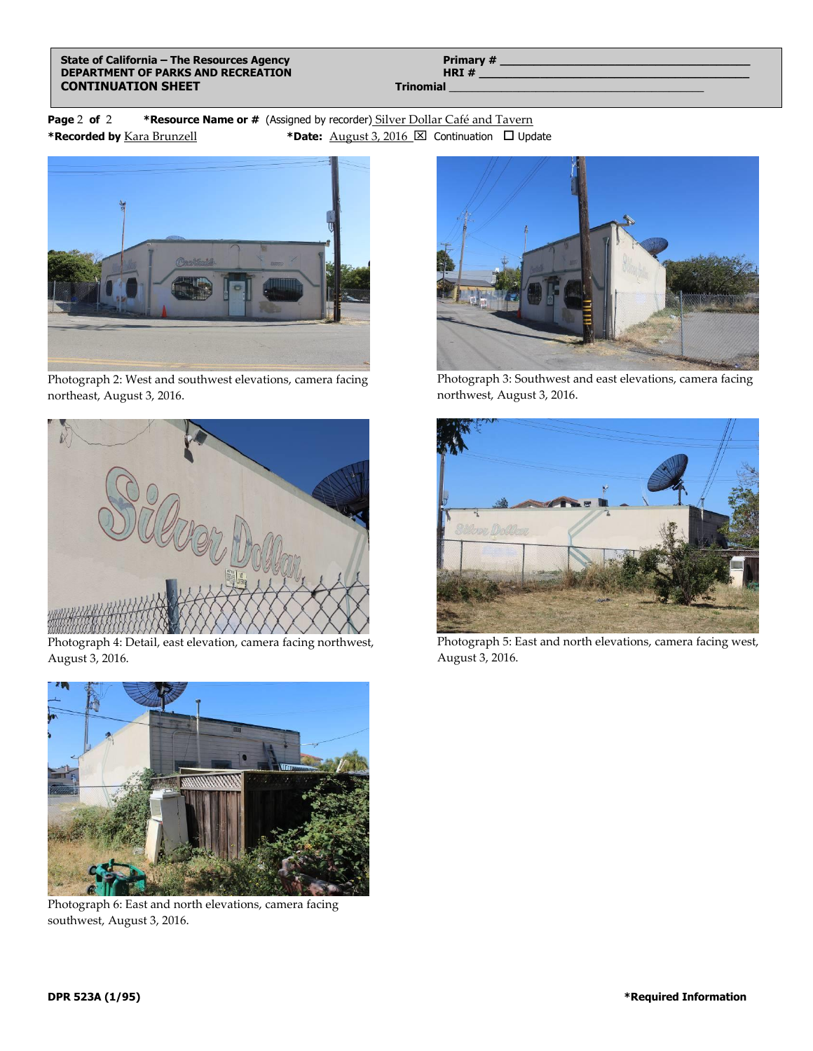State of California – The Resources Agency
DEPARTMENT OF PARKS AND RECREATION
**CONTINUATION SHEET**

Primary # ________________
HRI # ________________
Trinomial ________________

**Page** 2 **of** 2 ***Resource Name or #** (Assigned by recorder) Silver Dollar Café and Tavern

***Recorded by** Kara Brunzell ***Date:** August 3, 2016 ☒ Continuation ☐ Update

Photograph 2: West and southwest elevations, camera facing northeast, August 3, 2016.

Photograph 3: Southwest and east elevations, camera facing northwest, August 3, 2016.

Photograph 4: Detail, east elevation, camera facing northwest, August 3, 2016.

Photograph 5: East and north elevations, camera facing west, August 3, 2016.

Photograph 6: East and north elevations, camera facing southwest, August 3, 2016.

DPR 523A (1/95) *Required Information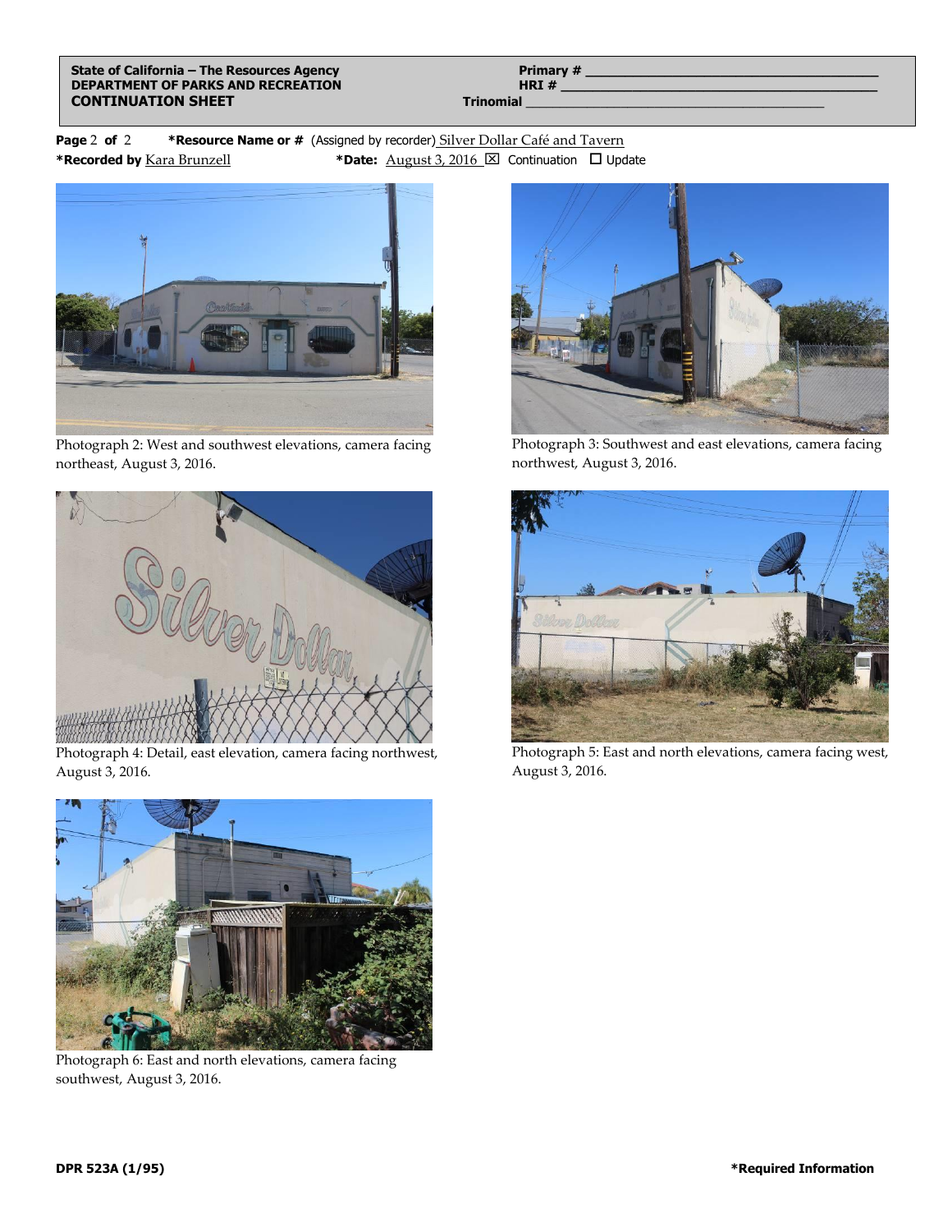State of California – The Resources Agency
DEPARTMENT OF PARKS AND RECREATION
**CONTINUATION SHEET**

Primary # ___________________
HRI # ___________________
Trinomial ___________________

**Page** 2 **of** 2 ***Resource Name or #** (Assigned by recorder) Silver Dollar Café and Tavern

***Recorded by** Kara Brunzell ***Date:** August 3, 2016 ☒ Continuation ☐ Update

Photograph 2: West and southwest elevations, camera facing northeast, August 3, 2016.

Photograph 3: Southwest and east elevations, camera facing northwest, August 3, 2016.

Photograph 4: Detail, east elevation, camera facing northwest, August 3, 2016.

Photograph 5: East and north elevations, camera facing west, August 3, 2016.

Photograph 6: East and north elevations, camera facing southwest, August 3, 2016.

DPR 523A (1/95) *Required Information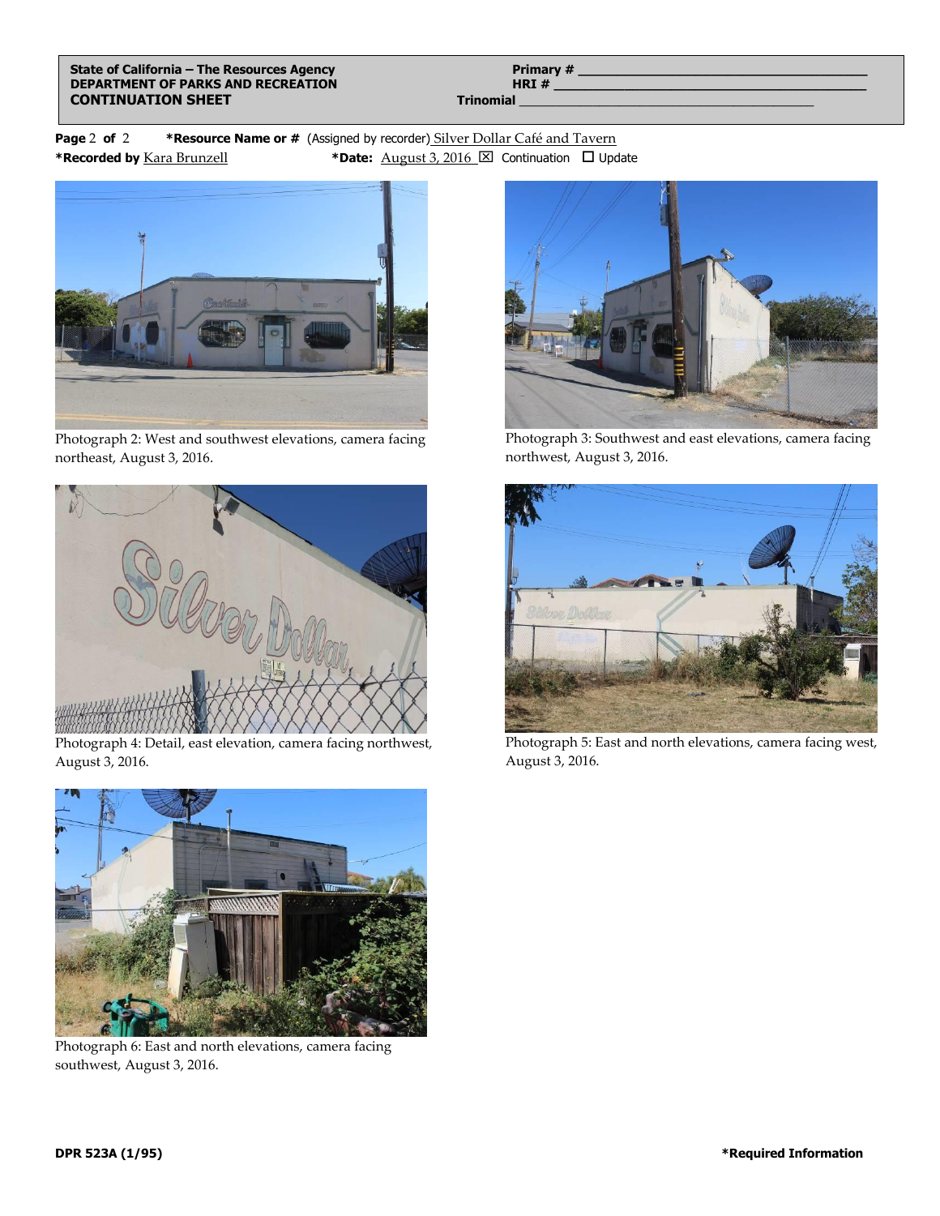State of California – The Resources Agency
DEPARTMENT OF PARKS AND RECREATION
**CONTINUATION SHEET**

Primary #
HRI #
Trinomial

**Page** 2 **of** 2 **\*Resource Name or #** (Assigned by recorder) Silver Dollar Café and Tavern

**\*Recorded by** Kara Brunzell **\*Date:** August 3, 2016 ☒ Continuation ☐ Update

Photograph 2: West and southwest elevations, camera facing northeast, August 3, 2016.

Photograph 3: Southwest and east elevations, camera facing northwest, August 3, 2016.

Photograph 4: Detail, east elevation, camera facing northwest, August 3, 2016.

Photograph 5: East and north elevations, camera facing west, August 3, 2016.

Photograph 6: East and north elevations, camera facing southwest, August 3, 2016.

DPR 523A (1/95) \*Required Information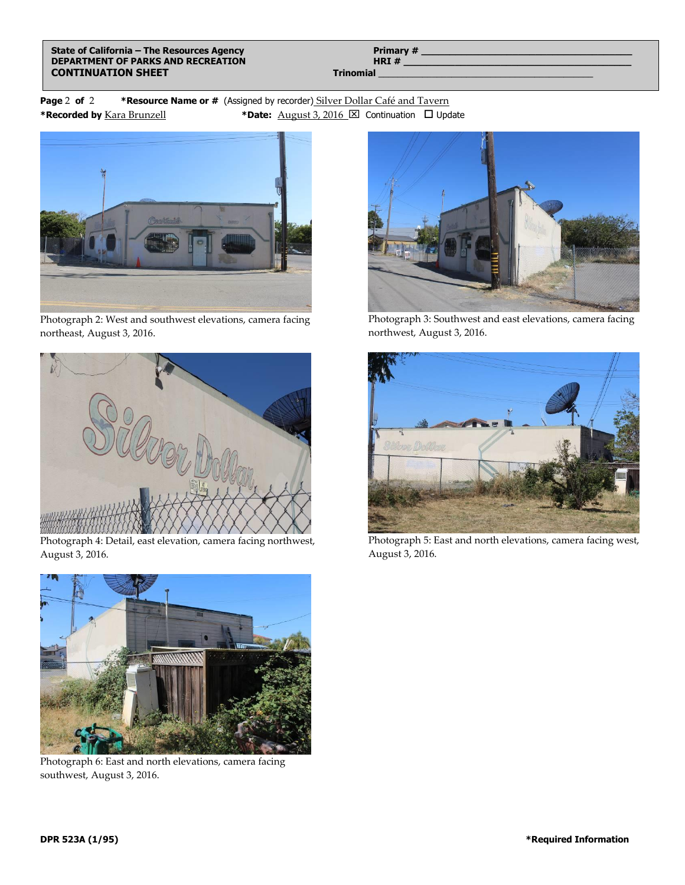State of California – The Resources Agency
DEPARTMENT OF PARKS AND RECREATION
**CONTINUATION SHEET**

Primary # 
HRI # 
Trinomial 

**Page** 2 **of** 2 **\*Resource Name or #** (Assigned by recorder) Silver Dollar Café and Tavern

**\*Recorded by** Kara Brunzell **\*Date:** August 3, 2016 ☒ Continuation ☐ Update

Photograph 2: West and southwest elevations, camera facing northeast, August 3, 2016.

Photograph 3: Southwest and east elevations, camera facing northwest, August 3, 2016.

Photograph 4: Detail, east elevation, camera facing northwest, August 3, 2016.

Photograph 5: East and north elevations, camera facing west, August 3, 2016.

Photograph 6: East and north elevations, camera facing southwest, August 3, 2016.

**DPR 523A (1/95)** **\*Required Information**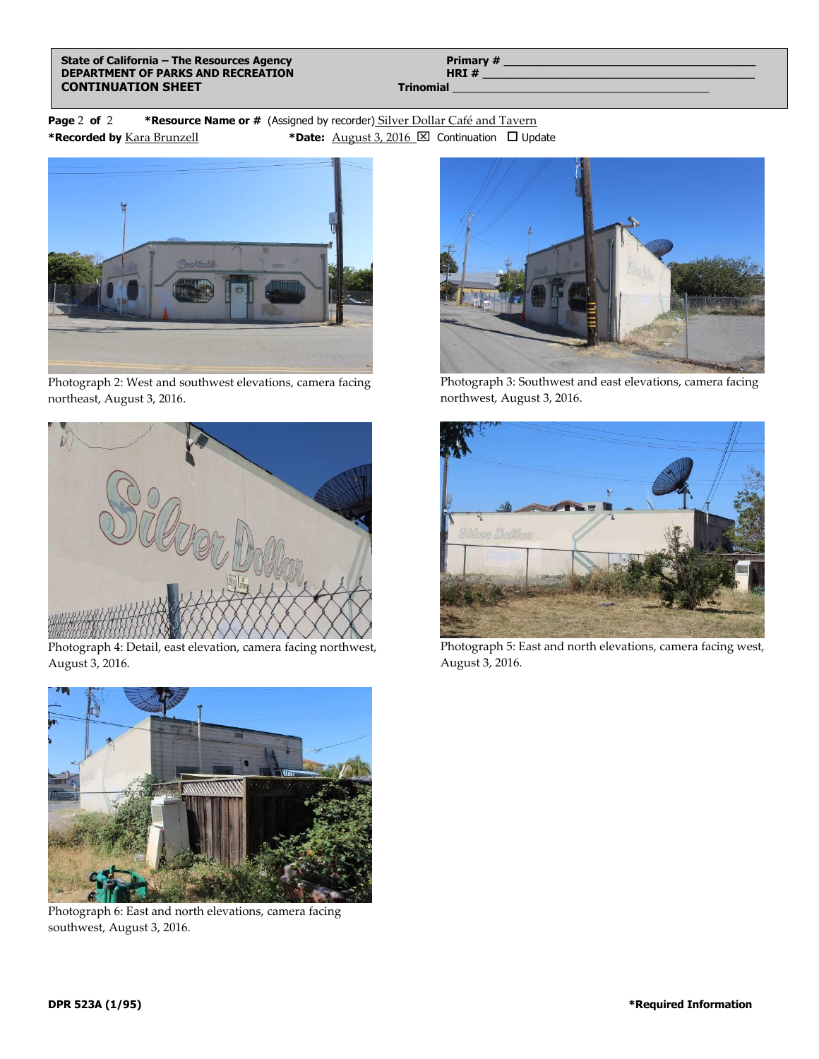State of California – The Resources Agency
DEPARTMENT OF PARKS AND RECREATION
**CONTINUATION SHEET**

Primary #
HRI #
Trinomial

**Page** 2 **of** 2 ***Resource Name or #** (Assigned by recorder) Silver Dollar Café and Tavern

***Recorded by** Kara Brunzell ***Date:** August 3, 2016 ☒ Continuation ☐ Update

Photograph 2: West and southwest elevations, camera facing northeast, August 3, 2016.

Photograph 3: Southwest and east elevations, camera facing northwest, August 3, 2016.

Photograph 4: Detail, east elevation, camera facing northwest, August 3, 2016.

Photograph 5: East and north elevations, camera facing west, August 3, 2016.

Photograph 6: East and north elevations, camera facing southwest, August 3, 2016.

DPR 523A (1/95) *Required Information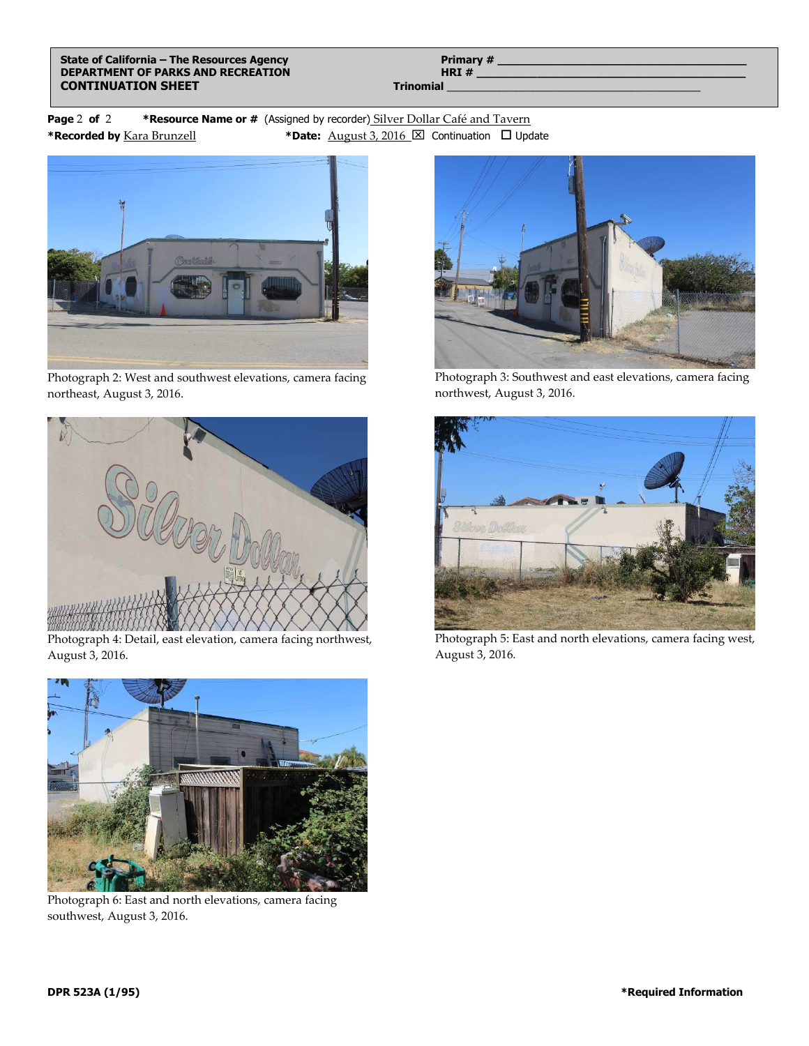State of California – The Resources Agency
DEPARTMENT OF PARKS AND RECREATION
**CONTINUATION SHEET**

Primary #
HRI #
Trinomial

**Page** 2 **of** 2 ***Resource Name or #** (Assigned by recorder) Silver Dollar Café and Tavern
***Recorded by** Kara Brunzell ***Date:** August 3, 2016 ☒ Continuation ☐ Update

Photograph 2: West and southwest elevations, camera facing northeast, August 3, 2016.

Photograph 3: Southwest and east elevations, camera facing northwest, August 3, 2016.

Photograph 4: Detail, east elevation, camera facing northwest, August 3, 2016.

Photograph 5: East and north elevations, camera facing west, August 3, 2016.

Photograph 6: East and north elevations, camera facing southwest, August 3, 2016.

DPR 523A (1/95) *Required Information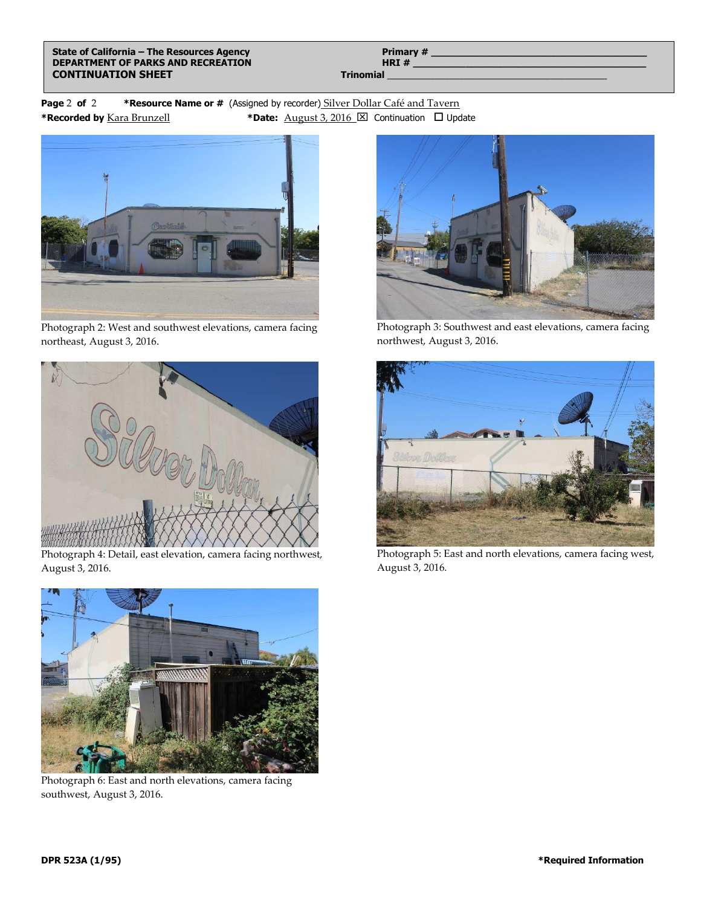State of California – The Resources Agency
DEPARTMENT OF PARKS AND RECREATION
**CONTINUATION SHEET**

Primary # ______________________
HRI # ______________________
Trinomial ______________________

**Page** 2 **of** 2 ***Resource Name or #** (Assigned by recorder) Silver Dollar Café and Tavern

***Recorded by** Kara Brunzell ***Date:** August 3, 2016 ☒ Continuation ☐ Update

Photograph 2: West and southwest elevations, camera facing northeast, August 3, 2016.

Photograph 3: Southwest and east elevations, camera facing northwest, August 3, 2016.

Photograph 4: Detail, east elevation, camera facing northwest, August 3, 2016.

Photograph 5: East and north elevations, camera facing west, August 3, 2016.

Photograph 6: East and north elevations, camera facing southwest, August 3, 2016.

DPR 523A (1/95) *Required Information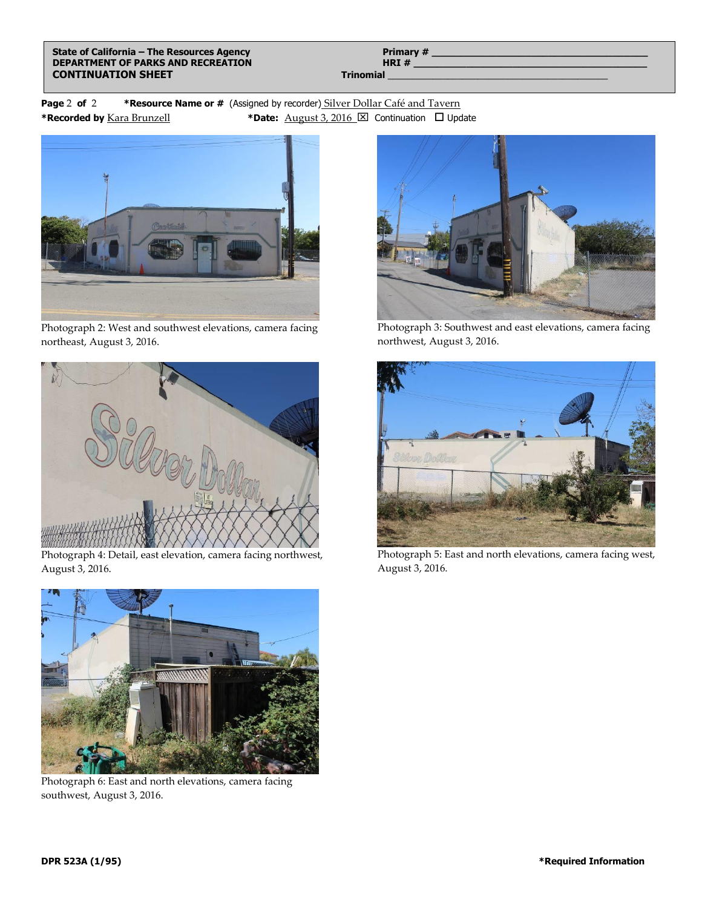State of California – The Resources Agency
DEPARTMENT OF PARKS AND RECREATION
**CONTINUATION SHEET**

Primary # 
HRI # 
Trinomial 

**Page** 2 **of** 2 **\*Resource Name or #** (Assigned by recorder) Silver Dollar Café and Tavern
**\*Recorded by** Kara Brunzell **\*Date:** August 3, 2016 ☒ Continuation ☐ Update

Photograph 2: West and southwest elevations, camera facing northeast, August 3, 2016.

Photograph 3: Southwest and east elevations, camera facing northwest, August 3, 2016.

Photograph 4: Detail, east elevation, camera facing northwest, August 3, 2016.

Photograph 5: East and north elevations, camera facing west, August 3, 2016.

Photograph 6: East and north elevations, camera facing southwest, August 3, 2016.

**DPR 523A (1/95)** **\*Required Information**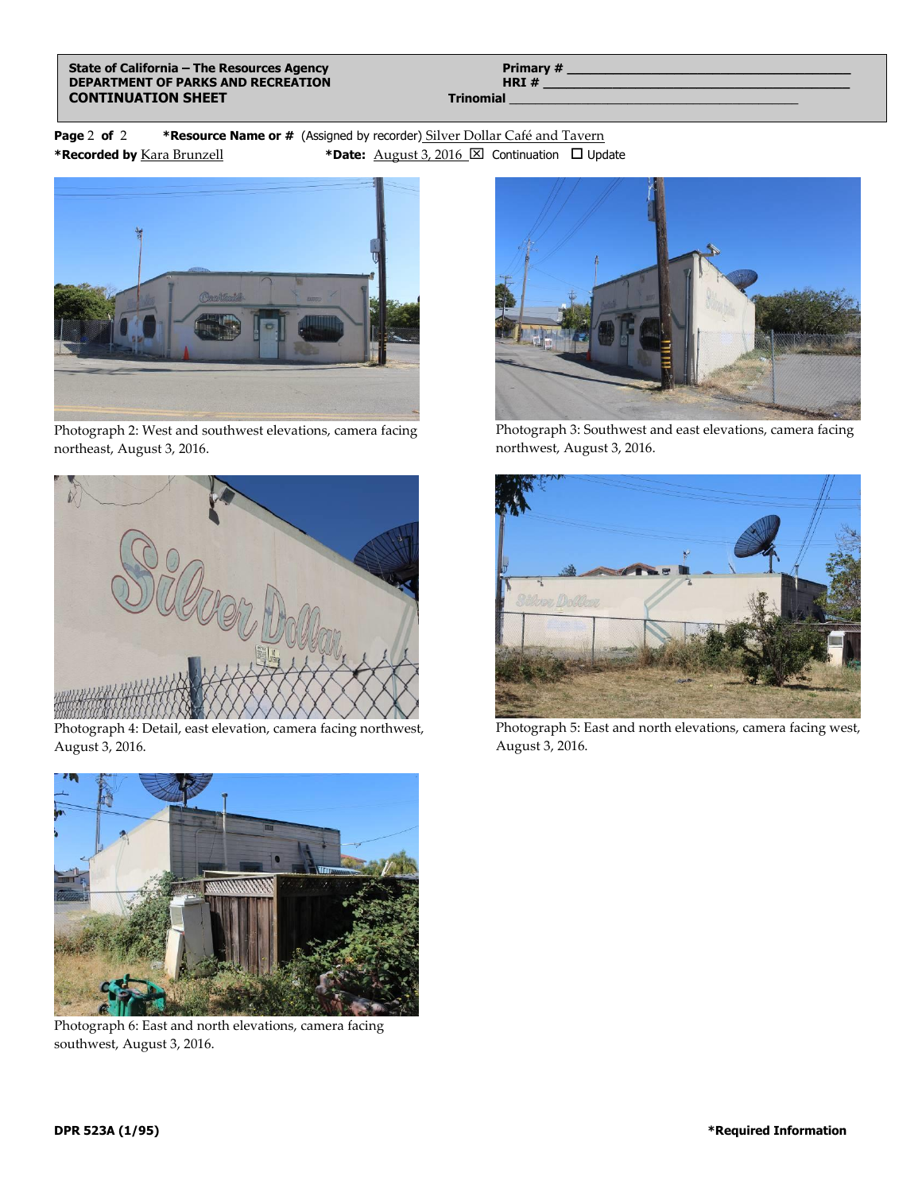State of California – The Resources Agency
DEPARTMENT OF PARKS AND RECREATION
**CONTINUATION SHEET**

Primary # ____________________
HRI # ____________________
Trinomial ____________________

**Page** 2 **of** 2 ***Resource Name or #** (Assigned by recorder) Silver Dollar Café and Tavern

***Recorded by** Kara Brunzell ***Date:** August 3, 2016 ☒ Continuation ☐ Update

Photograph 2: West and southwest elevations, camera facing northeast, August 3, 2016.

Photograph 3: Southwest and east elevations, camera facing northwest, August 3, 2016.

Photograph 4: Detail, east elevation, camera facing northwest, August 3, 2016.

Photograph 5: East and north elevations, camera facing west, August 3, 2016.

Photograph 6: East and north elevations, camera facing southwest, August 3, 2016.

DPR 523A (1/95) *Required Information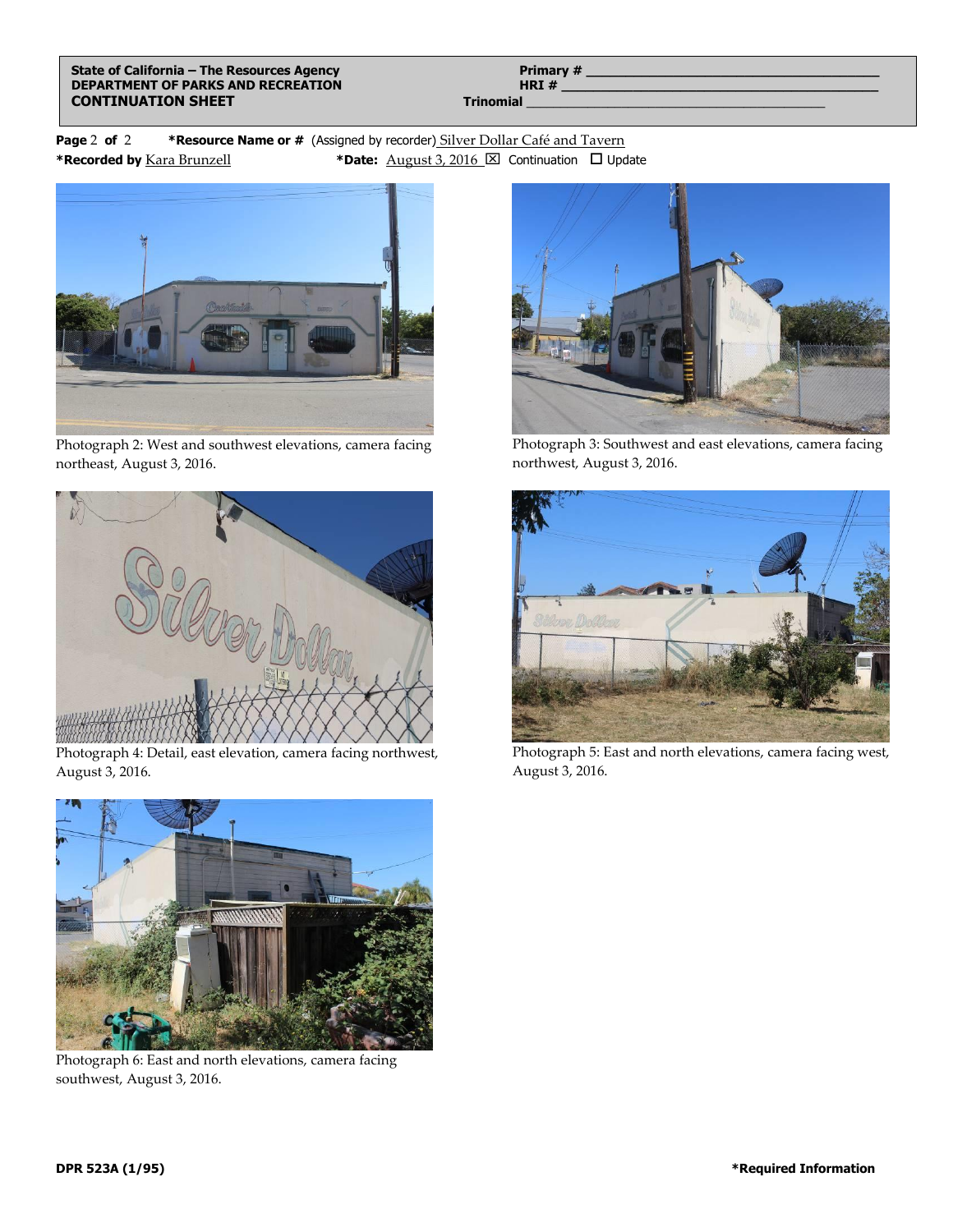**State of California – The Resources Agency**
**DEPARTMENT OF PARKS AND RECREATION**
**CONTINUATION SHEET**

**Primary #** ______________________
**HRI #** ______________________
**Trinomial** ______________________

**Page** 2 **of** 2 ***Resource Name or #** (Assigned by recorder) Silver Dollar Café and Tavern

***Recorded by** Kara Brunzell ***Date:** August 3, 2016 ☒ Continuation ☐ Update

Photograph 2: West and southwest elevations, camera facing northeast, August 3, 2016.

Photograph 3: Southwest and east elevations, camera facing northwest, August 3, 2016.

Photograph 4: Detail, east elevation, camera facing northwest, August 3, 2016.

Photograph 5: East and north elevations, camera facing west, August 3, 2016.

Photograph 6: East and north elevations, camera facing southwest, August 3, 2016.

**DPR 523A (1/95)** ***Required Information**